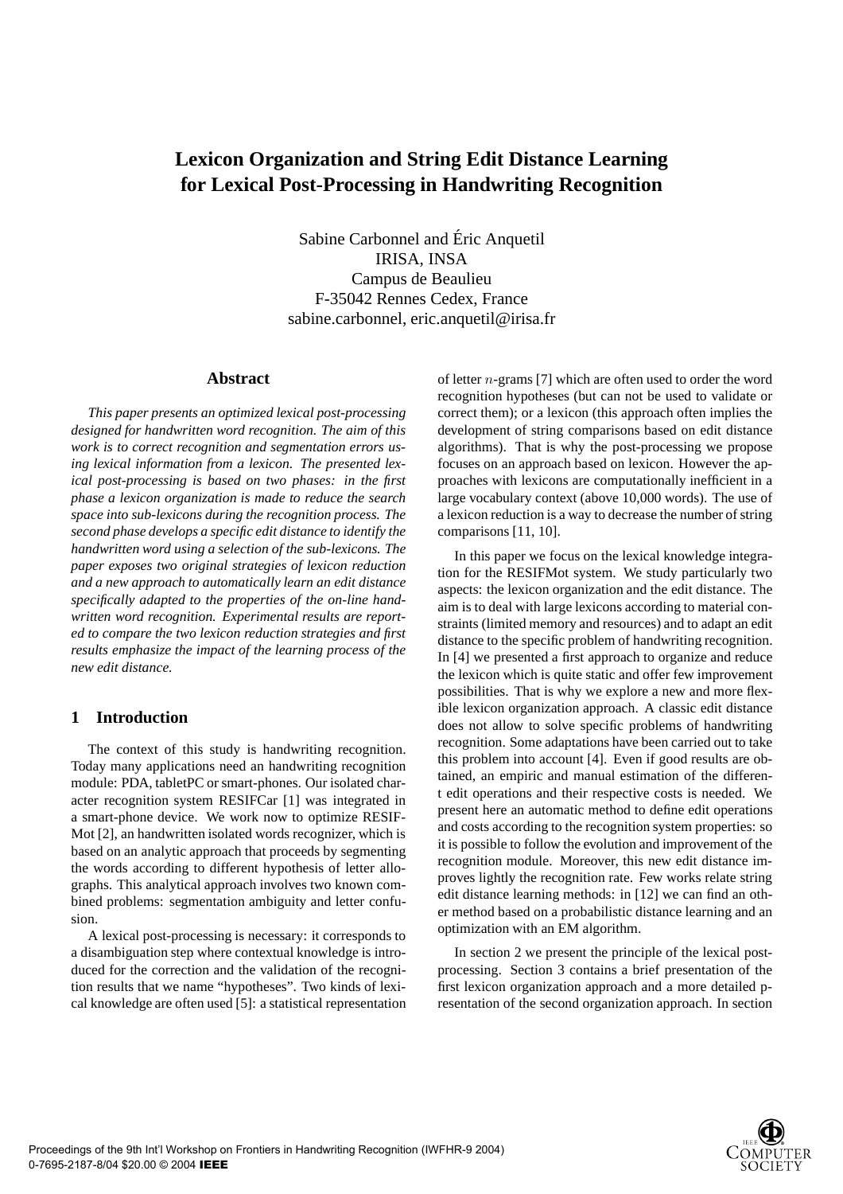# Lexicon Organization and String Edit Distance Learning for Lexical Post-Processing in Handwriting Recognition

Sabine Carbonnel and Éric Anquetil
IRISA, INSA
Campus de Beaulieu
F-35042 Rennes Cedex, France
sabine.carbonnel, eric.anquetil@irisa.fr

## Abstract

*This paper presents an optimized lexical post-processing designed for handwritten word recognition. The aim of this work is to correct recognition and segmentation errors using lexical information from a lexicon. The presented lexical post-processing is based on two phases: in the first phase a lexicon organization is made to reduce the search space into sub-lexicons during the recognition process. The second phase develops a specific edit distance to identify the handwritten word using a selection of the sub-lexicons. The paper exposes two original strategies of lexicon reduction and a new approach to automatically learn an edit distance specifically adapted to the properties of the on-line handwritten word recognition. Experimental results are reported to compare the two lexicon reduction strategies and first results emphasize the impact of the learning process of the new edit distance.*

## 1 Introduction

The context of this study is handwriting recognition. Today many applications need an handwriting recognition module: PDA, tabletPC or smart-phones. Our isolated character recognition system RESIFCar [1] was integrated in a smart-phone device. We work now to optimize RESIFMot [2], an handwritten isolated words recognizer, which is based on an analytic approach that proceeds by segmenting the words according to different hypothesis of letter allographs. This analytical approach involves two known combined problems: segmentation ambiguity and letter confusion.

A lexical post-processing is necessary: it corresponds to a disambiguation step where contextual knowledge is introduced for the correction and the validation of the recognition results that we name "hypotheses". Two kinds of lexical knowledge are often used [5]: a statistical representation of letter $n$-grams [7] which are often used to order the word recognition hypotheses (but can not be used to validate or correct them); or a lexicon (this approach often implies the development of string comparisons based on edit distance algorithms). That is why the post-processing we propose focuses on an approach based on lexicon. However the approaches with lexicons are computationally inefficient in a large vocabulary context (above 10,000 words). The use of a lexicon reduction is a way to decrease the number of string comparisons [11, 10].

In this paper we focus on the lexical knowledge integration for the RESIFMot system. We study particularly two aspects: the lexicon organization and the edit distance. The aim is to deal with large lexicons according to material constraints (limited memory and resources) and to adapt an edit distance to the specific problem of handwriting recognition. In [4] we presented a first approach to organize and reduce the lexicon which is quite static and offer few improvement possibilities. That is why we explore a new and more flexible lexicon organization approach. A classic edit distance does not allow to solve specific problems of handwriting recognition. Some adaptations have been carried out to take this problem into account [4]. Even if good results are obtained, an empiric and manual estimation of the different edit operations and their respective costs is needed. We present here an automatic method to define edit operations and costs according to the recognition system properties: so it is possible to follow the evolution and improvement of the recognition module. Moreover, this new edit distance improves lightly the recognition rate. Few works relate string edit distance learning methods: in [12] we can find an other method based on a probabilistic distance learning and an optimization with an EM algorithm.

In section 2 we present the principle of the lexical post-processing. Section 3 contains a brief presentation of the first lexicon organization approach and a more detailed presentation of the second organization approach. In section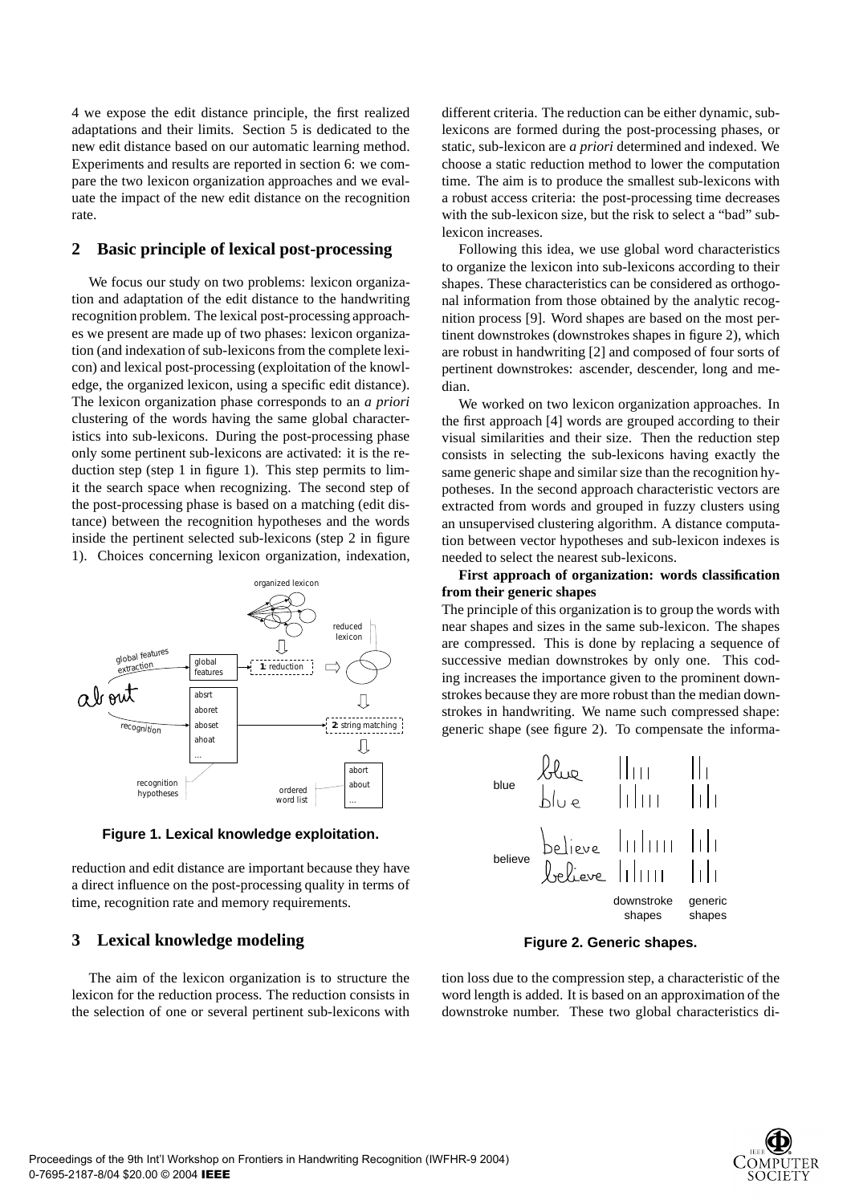4 we expose the edit distance principle, the first realized adaptations and their limits. Section 5 is dedicated to the new edit distance based on our automatic learning method. Experiments and results are reported in section 6: we compare the two lexicon organization approaches and we evaluate the impact of the new edit distance on the recognition rate.

## 2 Basic principle of lexical post-processing

We focus our study on two problems: lexicon organization and adaptation of the edit distance to the handwriting recognition problem. The lexical post-processing approaches we present are made up of two phases: lexicon organization (and indexation of sub-lexicons from the complete lexicon) and lexical post-processing (exploitation of the knowledge, the organized lexicon, using a specific edit distance). The lexicon organization phase corresponds to an *a priori* clustering of the words having the same global characteristics into sub-lexicons. During the post-processing phase only some pertinent sub-lexicons are activated: it is the reduction step (step 1 in figure 1). This step permits to limit the search space when recognizing. The second step of the post-processing phase is based on a matching (edit distance) between the recognition hypotheses and the words inside the pertinent selected sub-lexicons (step 2 in figure 1). Choices concerning lexicon organization, indexation, reduction and edit distance are important because they have a direct influence on the post-processing quality in terms of time, recognition rate and memory requirements.

**Figure 1. Lexical knowledge exploitation.**

## 3 Lexical knowledge modeling

The aim of the lexicon organization is to structure the lexicon for the reduction process. The reduction consists in the selection of one or several pertinent sub-lexicons with different criteria. The reduction can be either dynamic, sub-lexicons are formed during the post-processing phases, or static, sub-lexicon are *a priori* determined and indexed. We choose a static reduction method to lower the computation time. The aim is to produce the smallest sub-lexicons with a robust access criteria: the post-processing time decreases with the sub-lexicon size, but the risk to select a "bad" sub-lexicon increases.

Following this idea, we use global word characteristics to organize the lexicon into sub-lexicons according to their shapes. These characteristics can be considered as orthogonal information from those obtained by the analytic recognition process [9]. Word shapes are based on the most pertinent downstrokes (downstrokes shapes in figure 2), which are robust in handwriting [2] and composed of four sorts of pertinent downstrokes: ascender, descender, long and median.

We worked on two lexicon organization approaches. In the first approach [4] words are grouped according to their visual similarities and their size. Then the reduction step consists in selecting the sub-lexicons having exactly the same generic shape and similar size than the recognition hypotheses. In the second approach characteristic vectors are extracted from words and grouped in fuzzy clusters using an unsupervised clustering algorithm. A distance computation between vector hypotheses and sub-lexicon indexes is needed to select the nearest sub-lexicons.

**First approach of organization: words classification from their generic shapes**

The principle of this organization is to group the words with near shapes and sizes in the same sub-lexicon. The shapes are compressed. This is done by replacing a sequence of successive median downstrokes by only one. This coding increases the importance given to the prominent downstrokes because they are more robust than the median downstrokes in handwriting. We name such compressed shape: generic shape (see figure 2). To compensate the information loss due to the compression step, a characteristic of the word length is added. It is based on an approximation of the downstroke number. These two global characteristics di-

**Figure 2. Generic shapes.**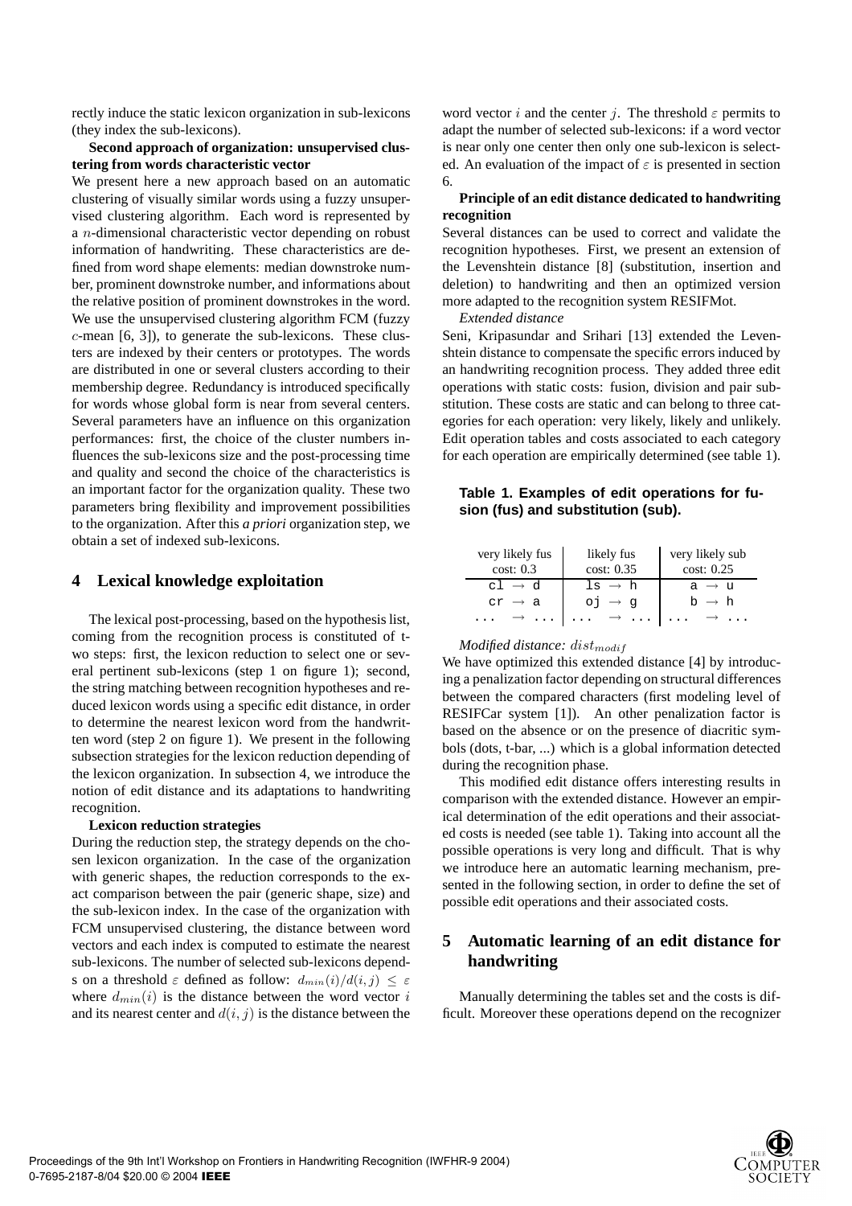rectly induce the static lexicon organization in sub-lexicons (they index the sub-lexicons).

**Second approach of organization: unsupervised clustering from words characteristic vector**

We present here a new approach based on an automatic clustering of visually similar words using a fuzzy unsupervised clustering algorithm. Each word is represented by a $n$-dimensional characteristic vector depending on robust information of handwriting. These characteristics are defined from word shape elements: median downstroke number, prominent downstroke number, and informations about the relative position of prominent downstrokes in the word. We use the unsupervised clustering algorithm FCM (fuzzy $c$-mean [6, 3]), to generate the sub-lexicons. These clusters are indexed by their centers or prototypes. The words are distributed in one or several clusters according to their membership degree. Redundancy is introduced specifically for words whose global form is near from several centers. Several parameters have an influence on this organization performances: first, the choice of the cluster numbers influences the sub-lexicons size and the post-processing time and quality and second the choice of the characteristics is an important factor for the organization quality. These two parameters bring flexibility and improvement possibilities to the organization. After this *a priori* organization step, we obtain a set of indexed sub-lexicons.

## 4 Lexical knowledge exploitation

The lexical post-processing, based on the hypothesis list, coming from the recognition process is constituted of two steps: first, the lexicon reduction to select one or several pertinent sub-lexicons (step 1 on figure 1); second, the string matching between recognition hypotheses and reduced lexicon words using a specific edit distance, in order to determine the nearest lexicon word from the handwritten word (step 2 on figure 1). We present in the following subsection strategies for the lexicon reduction depending of the lexicon organization. In subsection 4, we introduce the notion of edit distance and its adaptations to handwriting recognition.

**Lexicon reduction strategies**

During the reduction step, the strategy depends on the chosen lexicon organization. In the case of the organization with generic shapes, the reduction corresponds to the exact comparison between the pair (generic shape, size) and the sub-lexicon index. In the case of the organization with FCM unsupervised clustering, the distance between word vectors and each index is computed to estimate the nearest sub-lexicons. The number of selected sub-lexicons depends on a threshold $\varepsilon$ defined as follow: $d_{min}(i)/d(i,j) \leq \varepsilon$ where $d_{min}(i)$ is the distance between the word vector $i$ and its nearest center and $d(i,j)$ is the distance between the word vector $i$ and the center $j$. The threshold $\varepsilon$ permits to adapt the number of selected sub-lexicons: if a word vector is near only one center then only one sub-lexicon is selected. An evaluation of the impact of $\varepsilon$ is presented in section 6.

**Principle of an edit distance dedicated to handwriting recognition**

Several distances can be used to correct and validate the recognition hypotheses. First, we present an extension of the Levenshtein distance [8] (substitution, insertion and deletion) to handwriting and then an optimized version more adapted to the recognition system RESIFMot.

*Extended distance*

Seni, Kripasundar and Srihari [13] extended the Levenshtein distance to compensate the specific errors induced by an handwriting recognition process. They added three edit operations with static costs: fusion, division and pair substitution. These costs are static and can belong to three categories for each operation: very likely, likely and unlikely. Edit operation tables and costs associated to each category for each operation are empirically determined (see table 1).

**Table 1. Examples of edit operations for fusion (fus) and substitution (sub).**

| very likely fus cost: 0.3 | likely fus cost: 0.35 | very likely sub cost: 0.25 |
|---|---|---|
| cl → d | ls → h | a → u |
| cr → a | oj → g | b → h |
| ... → ... | ... → ... | ... → ... |

*Modified distance:* $dist_{modif}$

We have optimized this extended distance [4] by introducing a penalization factor depending on structural differences between the compared characters (first modeling level of RESIFCar system [1]). An other penalization factor is based on the absence or on the presence of diacritic symbols (dots, t-bar, ...) which is a global information detected during the recognition phase.

This modified edit distance offers interesting results in comparison with the extended distance. However an empirical determination of the edit operations and their associated costs is needed (see table 1). Taking into account all the possible operations is very long and difficult. That is why we introduce here an automatic learning mechanism, presented in the following section, in order to define the set of possible edit operations and their associated costs.

## 5 Automatic learning of an edit distance for handwriting

Manually determining the tables set and the costs is difficult. Moreover these operations depend on the recognizer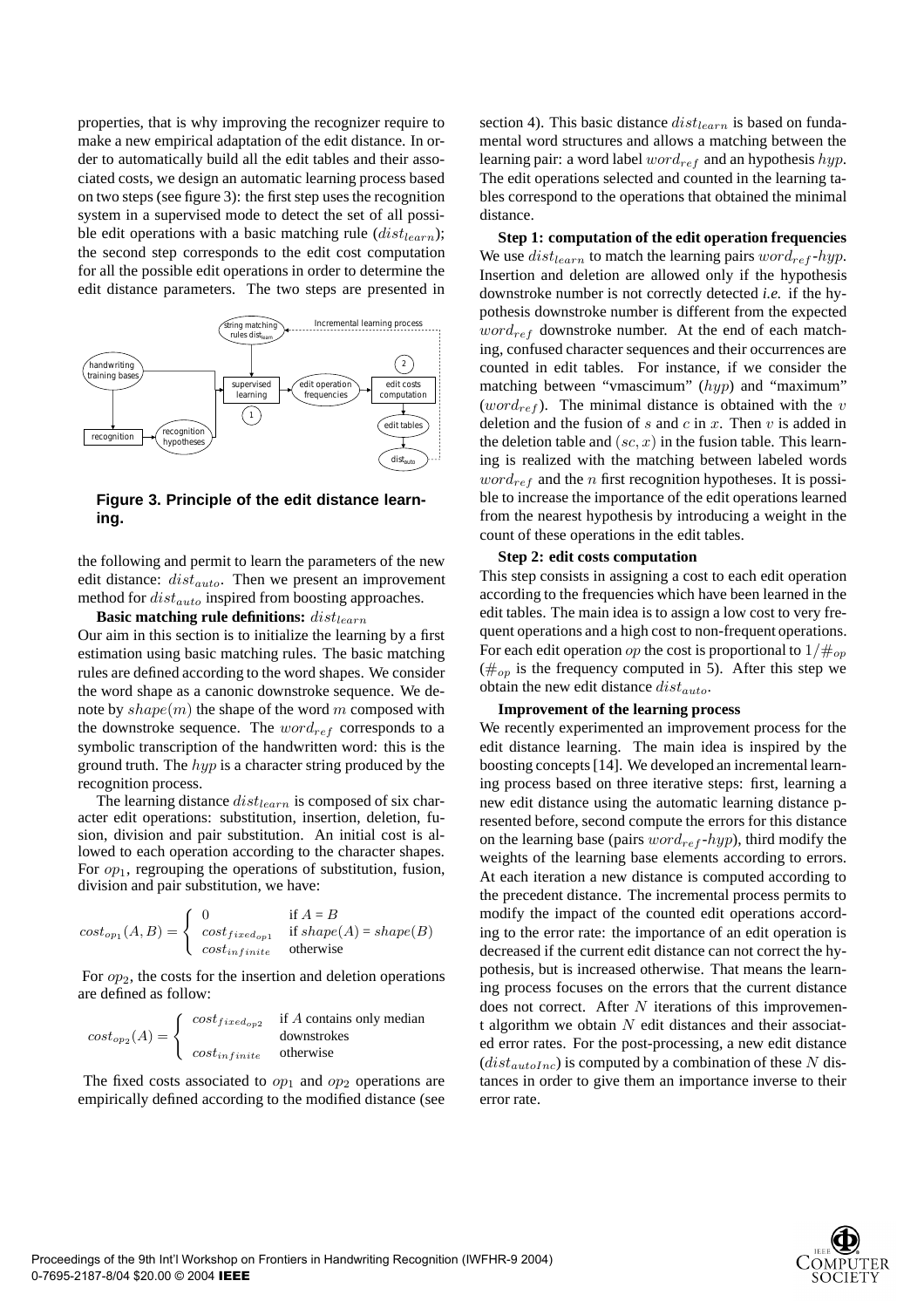properties, that is why improving the recognizer require to make a new empirical adaptation of the edit distance. In order to automatically build all the edit tables and their associated costs, we design an automatic learning process based on two steps (see figure 3): the first step uses the recognition system in a supervised mode to detect the set of all possible edit operations with a basic matching rule ($dist_{learn}$); the second step corresponds to the edit cost computation for all the possible edit operations in order to determine the edit distance parameters. The two steps are presented in

**Figure 3. Principle of the edit distance learning.**

the following and permit to learn the parameters of the new edit distance: $dist_{auto}$. Then we present an improvement method for $dist_{auto}$ inspired from boosting approaches.

**Basic matching rule definitions:** $dist_{learn}$

Our aim in this section is to initialize the learning by a first estimation using basic matching rules. The basic matching rules are defined according to the word shapes. We consider the word shape as a canonic downstroke sequence. We denote by $shape(m)$ the shape of the word $m$ composed with the downstroke sequence. The $word_{ref}$ corresponds to a symbolic transcription of the handwritten word: this is the ground truth. The $hyp$ is a character string produced by the recognition process.

The learning distance $dist_{learn}$ is composed of six character edit operations: substitution, insertion, deletion, fusion, division and pair substitution. An initial cost is allowed to each operation according to the character shapes. For $op_1$, regrouping the operations of substitution, fusion, division and pair substitution, we have:

$$cost_{op_1}(A,B) = \begin{cases} 0 & \text{if } A = B \\ cost_{fixed_{op1}} & \text{if } shape(A) = shape(B) \\ cost_{infinite} & \text{otherwise} \end{cases}$$

For $op_2$, the costs for the insertion and deletion operations are defined as follow:

$$cost_{op_2}(A) = \begin{cases} cost_{fixed_{op2}} & \text{if } A \text{ contains only median downstrokes} \\ cost_{infinite} & \text{otherwise} \end{cases}$$

The fixed costs associated to $op_1$ and $op_2$ operations are empirically defined according to the modified distance (see section 4). This basic distance $dist_{learn}$ is based on fundamental word structures and allows a matching between the learning pair: a word label $word_{ref}$ and an hypothesis $hyp$. The edit operations selected and counted in the learning tables correspond to the operations that obtained the minimal distance.

**Step 1: computation of the edit operation frequencies**

We use $dist_{learn}$ to match the learning pairs $word_{ref}$-$hyp$. Insertion and deletion are allowed only if the hypothesis downstroke number is not correctly detected *i.e.* if the hypothesis downstroke number is different from the expected $word_{ref}$ downstroke number. At the end of each matching, confused character sequences and their occurrences are counted in edit tables. For instance, if we consider the matching between "vmascimum" ($hyp$) and "maximum" ($word_{ref}$). The minimal distance is obtained with the $v$ deletion and the fusion of $s$ and $c$ in $x$. Then $v$ is added in the deletion table and $(sc, x)$ in the fusion table. This learning is realized with the matching between labeled words $word_{ref}$ and the $n$ first recognition hypotheses. It is possible to increase the importance of the edit operations learned from the nearest hypothesis by introducing a weight in the count of these operations in the edit tables.

**Step 2: edit costs computation**

This step consists in assigning a cost to each edit operation according to the frequencies which have been learned in the edit tables. The main idea is to assign a low cost to very frequent operations and a high cost to non-frequent operations. For each edit operation $op$ the cost is proportional to $1/\#_{op}$ ($\#_{op}$ is the frequency computed in 5). After this step we obtain the new edit distance $dist_{auto}$.

**Improvement of the learning process**

We recently experimented an improvement process for the edit distance learning. The main idea is inspired by the boosting concepts [14]. We developed an incremental learning process based on three iterative steps: first, learning a new edit distance using the automatic learning distance presented before, second compute the errors for this distance on the learning base (pairs $word_{ref}$-$hyp$), third modify the weights of the learning base elements according to errors. At each iteration a new distance is computed according to the precedent distance. The incremental process permits to modify the impact of the counted edit operations according to the error rate: the importance of an edit operation is decreased if the current edit distance can not correct the hypothesis, but is increased otherwise. That means the learning process focuses on the errors that the current distance does not correct. After $N$ iterations of this improvement algorithm we obtain $N$ edit distances and their associated error rates. For the post-processing, a new edit distance ($dist_{autoInc}$) is computed by a combination of these $N$ distances in order to give them an importance inverse to their error rate.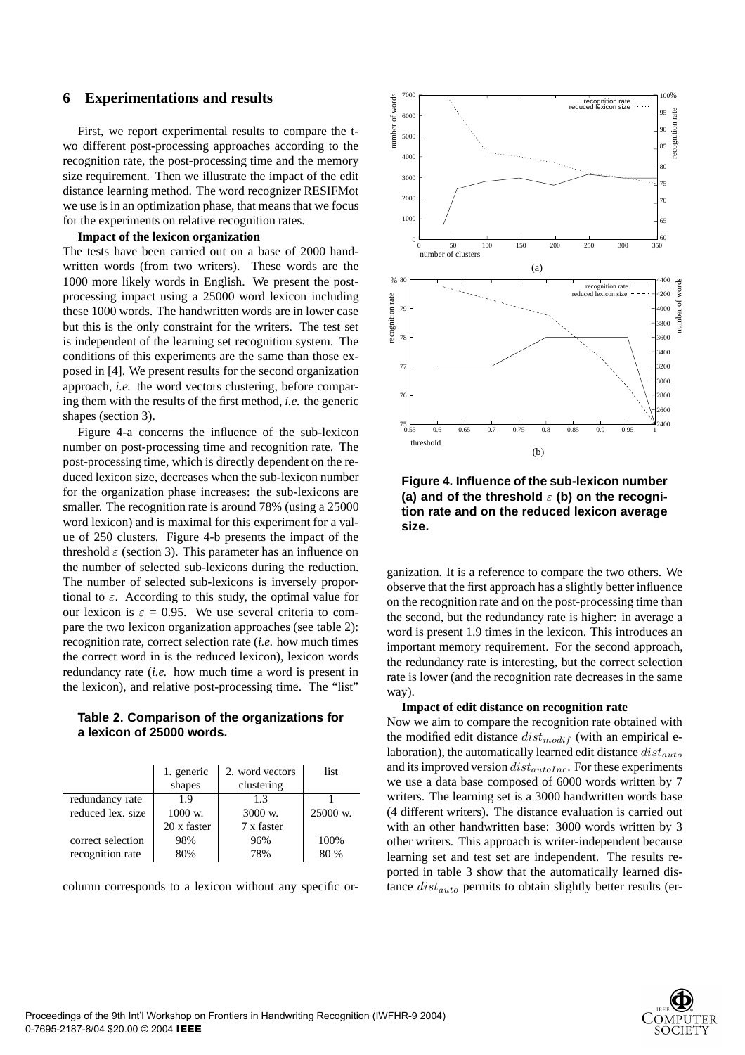## 6 Experimentations and results

First, we report experimental results to compare the two different post-processing approaches according to the recognition rate, the post-processing time and the memory size requirement. Then we illustrate the impact of the edit distance learning method. The word recognizer RESIFMot we use is in an optimization phase, that means that we focus for the experiments on relative recognition rates.

**Impact of the lexicon organization**
The tests have been carried out on a base of 2000 handwritten words (from two writers). These words are the 1000 more likely words in English. We present the post-processing impact using a 25000 word lexicon including these 1000 words. The handwritten words are in lower case but this is the only constraint for the writers. The test set is independent of the learning set recognition system. The conditions of this experiments are the same than those exposed in [4]. We present results for the second organization approach, *i.e.* the word vectors clustering, before comparing them with the results of the first method, *i.e.* the generic shapes (section 3).

Figure 4-a concerns the influence of the sub-lexicon number on post-processing time and recognition rate. The post-processing time, which is directly dependent on the reduced lexicon size, decreases when the sub-lexicon number for the organization phase increases: the sub-lexicons are smaller. The recognition rate is around 78% (using a 25000 word lexicon) and is maximal for this experiment for a value of 250 clusters. Figure 4-b presents the impact of the threshold $\varepsilon$ (section 3). This parameter has an influence on the number of selected sub-lexicons during the reduction. The number of selected sub-lexicons is inversely proportional to $\varepsilon$. According to this study, the optimal value for our lexicon is $\varepsilon$ = 0.95. We use several criteria to compare the two lexicon organization approaches (see table 2): recognition rate, correct selection rate (*i.e.* how much times the correct word in is the reduced lexicon), lexicon words redundancy rate (*i.e.* how much time a word is present in the lexicon), and relative post-processing time. The "list" column corresponds to a lexicon without any specific organization. It is a reference to compare the two others. We observe that the first approach has a slightly better influence on the recognition rate and on the post-processing time than the second, but the redundancy rate is higher: in average a word is present 1.9 times in the lexicon. This introduces an important memory requirement. For the second approach, the redundancy rate is interesting, but the correct selection rate is lower (and the recognition rate decreases in the same way).

**Table 2. Comparison of the organizations for a lexicon of 25000 words.**

| | 1. generic shapes | 2. word vectors clustering | list |
|---|---|---|---|
| redundancy rate | 1.9 | 1.3 | 1 |
| reduced lex. size | 1000 w. | 3000 w. | 25000 w. |
| | 20 x faster | 7 x faster | |
| correct selection | 98% | 96% | 100% |
| recognition rate | 80% | 78% | 80 % |

**Figure 4. Influence of the sub-lexicon number (a) and of the threshold $\varepsilon$ (b) on the recognition rate and on the reduced lexicon average size.**

**Impact of edit distance on recognition rate**
Now we aim to compare the recognition rate obtained with the modified edit distance $dist_{modif}$ (with an empirical elaboration), the automatically learned edit distance $dist_{auto}$ and its improved version $dist_{autoInc}$. For these experiments we use a data base composed of 6000 words written by 7 writers. The learning set is a 3000 handwritten words base (4 different writers). The distance evaluation is carried out with an other handwritten base: 3000 words written by 3 other writers. This approach is writer-independent because learning set and test set are independent. The results reported in table 3 show that the automatically learned distance $dist_{auto}$ permits to obtain slightly better results (er-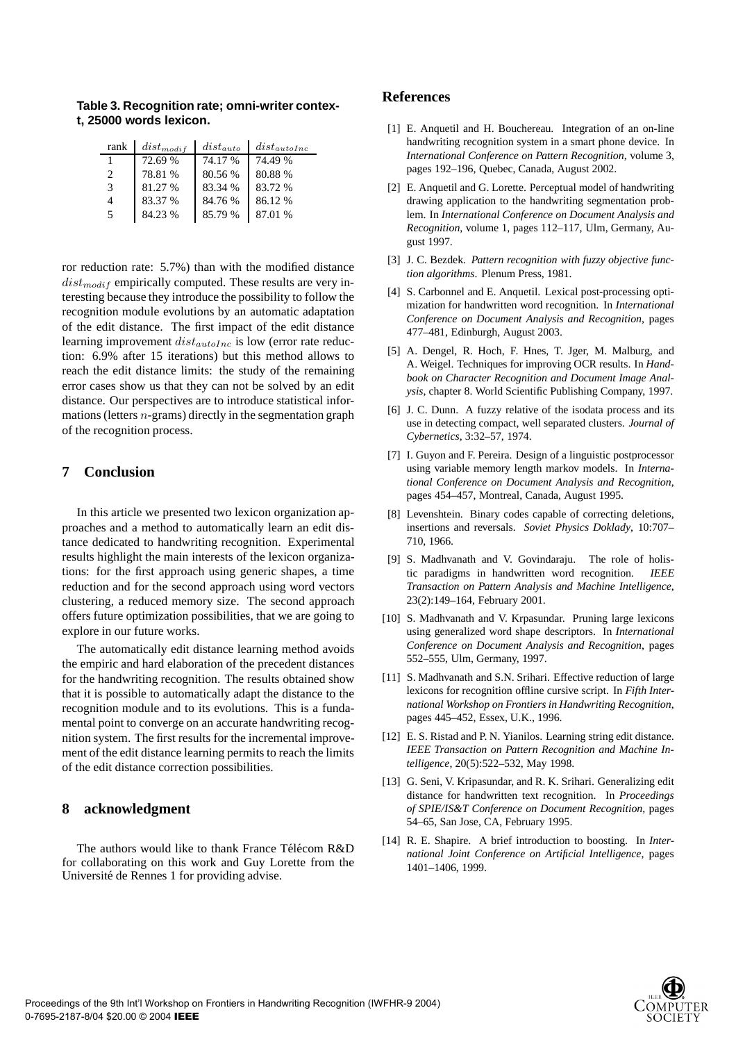**Table 3. Recognition rate; omni-writer context, 25000 words lexicon.**

| rank | $dist_{modif}$ | $dist_{auto}$ | $dist_{autoInc}$ |
|---|---|---|---|
| 1 | 72.69 % | 74.17 % | 74.49 % |
| 2 | 78.81 % | 80.56 % | 80.88 % |
| 3 | 81.27 % | 83.34 % | 83.72 % |
| 4 | 83.37 % | 84.76 % | 86.12 % |
| 5 | 84.23 % | 85.79 % | 87.01 % |

ror reduction rate: 5.7%) than with the modified distance $dist_{modif}$ empirically computed. These results are very interesting because they introduce the possibility to follow the recognition module evolutions by an automatic adaptation of the edit distance. The first impact of the edit distance learning improvement $dist_{autoInc}$ is low (error rate reduction: 6.9% after 15 iterations) but this method allows to reach the edit distance limits: the study of the remaining error cases show us that they can not be solved by an edit distance. Our perspectives are to introduce statistical informations (letters $n$-grams) directly in the segmentation graph of the recognition process.

## 7 Conclusion

In this article we presented two lexicon organization approaches and a method to automatically learn an edit distance dedicated to handwriting recognition. Experimental results highlight the main interests of the lexicon organizations: for the first approach using generic shapes, a time reduction and for the second approach using word vectors clustering, a reduced memory size. The second approach offers future optimization possibilities, that we are going to explore in our future works.

The automatically edit distance learning method avoids the empiric and hard elaboration of the precedent distances for the handwriting recognition. The results obtained show that it is possible to automatically adapt the distance to the recognition module and to its evolutions. This is a fundamental point to converge on an accurate handwriting recognition system. The first results for the incremental improvement of the edit distance learning permits to reach the limits of the edit distance correction possibilities.

## 8 acknowledgment

The authors would like to thank France Télécom R&D for collaborating on this work and Guy Lorette from the Université de Rennes 1 for providing advise.

## References

[1] E. Anquetil and H. Bouchereau. Integration of an on-line handwriting recognition system in a smart phone device. In *International Conference on Pattern Recognition*, volume 3, pages 192–196, Quebec, Canada, August 2002.

[2] E. Anquetil and G. Lorette. Perceptual model of handwriting drawing application to the handwriting segmentation problem. In *International Conference on Document Analysis and Recognition*, volume 1, pages 112–117, Ulm, Germany, August 1997.

[3] J. C. Bezdek. *Pattern recognition with fuzzy objective function algorithms*. Plenum Press, 1981.

[4] S. Carbonnel and E. Anquetil. Lexical post-processing optimization for handwritten word recognition. In *International Conference on Document Analysis and Recognition*, pages 477–481, Edinburgh, August 2003.

[5] A. Dengel, R. Hoch, F. Hnes, T. Jger, M. Malburg, and A. Weigel. Techniques for improving OCR results. In *Handbook on Character Recognition and Document Image Analysis*, chapter 8. World Scientific Publishing Company, 1997.

[6] J. C. Dunn. A fuzzy relative of the isodata process and its use in detecting compact, well separated clusters. *Journal of Cybernetics*, 3:32–57, 1974.

[7] I. Guyon and F. Pereira. Design of a linguistic postprocessor using variable memory length markov models. In *International Conference on Document Analysis and Recognition*, pages 454–457, Montreal, Canada, August 1995.

[8] Levenshtein. Binary codes capable of correcting deletions, insertions and reversals. *Soviet Physics Doklady*, 10:707–710, 1966.

[9] S. Madhvanath and V. Govindaraju. The role of holistic paradigms in handwritten word recognition. *IEEE Transaction on Pattern Analysis and Machine Intelligence*, 23(2):149–164, February 2001.

[10] S. Madhvanath and V. Krpasundar. Pruning large lexicons using generalized word shape descriptors. In *International Conference on Document Analysis and Recognition*, pages 552–555, Ulm, Germany, 1997.

[11] S. Madhvanath and S.N. Srihari. Effective reduction of large lexicons for recognition offline cursive script. In *Fifth International Workshop on Frontiers in Handwriting Recognition*, pages 445–452, Essex, U.K., 1996.

[12] E. S. Ristad and P. N. Yianilos. Learning string edit distance. *IEEE Transaction on Pattern Recognition and Machine Intelligence*, 20(5):522–532, May 1998.

[13] G. Seni, V. Kripasundar, and R. K. Srihari. Generalizing edit distance for handwritten text recognition. In *Proceedings of SPIE/IS&T Conference on Document Recognition*, pages 54–65, San Jose, CA, February 1995.

[14] R. E. Shapire. A brief introduction to boosting. In *International Joint Conference on Artificial Intelligence*, pages 1401–1406, 1999.